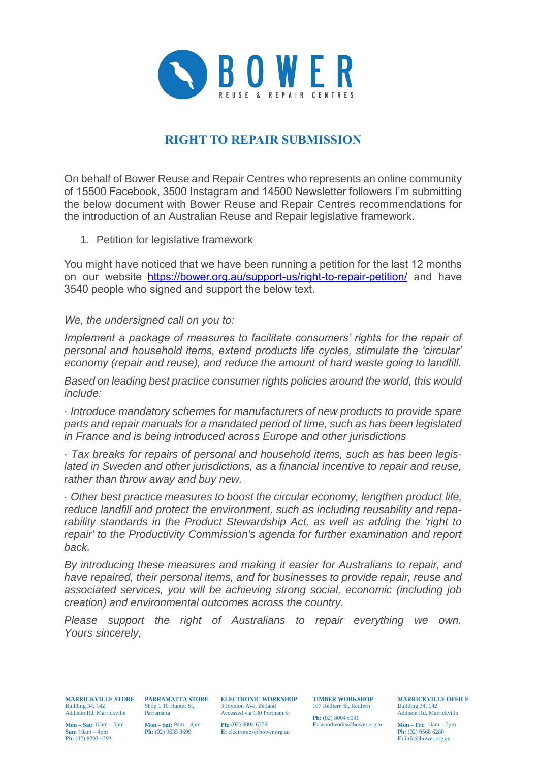# RIGHT TO REPAIR SUBMISSION

On behalf of Bower Reuse and Repair Centres who represents an online community of 15500 Facebook, 3500 Instagram and 14500 Newsletter followers I'm submitting the below document with Bower Reuse and Repair Centres recommendations for the introduction of an Australian Reuse and Repair legislative framework.

1. Petition for legislative framework

You might have noticed that we have been running a petition for the last 12 months on our website https://bower.org.au/support-us/right-to-repair-petition/ and have 3540 people who signed and support the below text.

*We, the undersigned call on you to:*

*Implement a package of measures to facilitate consumers' rights for the repair of personal and household items, extend products life cycles, stimulate the 'circular' economy (repair and reuse), and reduce the amount of hard waste going to landfill.*

*Based on leading best practice consumer rights policies around the world, this would include:*

*· Introduce mandatory schemes for manufacturers of new products to provide spare parts and repair manuals for a mandated period of time, such as has been legislated in France and is being introduced across Europe and other jurisdictions*

*· Tax breaks for repairs of personal and household items, such as has been legislated in Sweden and other jurisdictions, as a financial incentive to repair and reuse, rather than throw away and buy new.*

*· Other best practice measures to boost the circular economy, lengthen product life, reduce landfill and protect the environment, such as including reusability and reparability standards in the Product Stewardship Act, as well as adding the 'right to repair' to the Productivity Commission's agenda for further examination and report back.*

*By introducing these measures and making it easier for Australians to repair, and have repaired, their personal items, and for businesses to provide repair, reuse and associated services, you will be achieving strong social, economic (including job creation) and environmental outcomes across the country.*

*Please support the right of Australians to repair everything we own.*
*Yours sincerely,*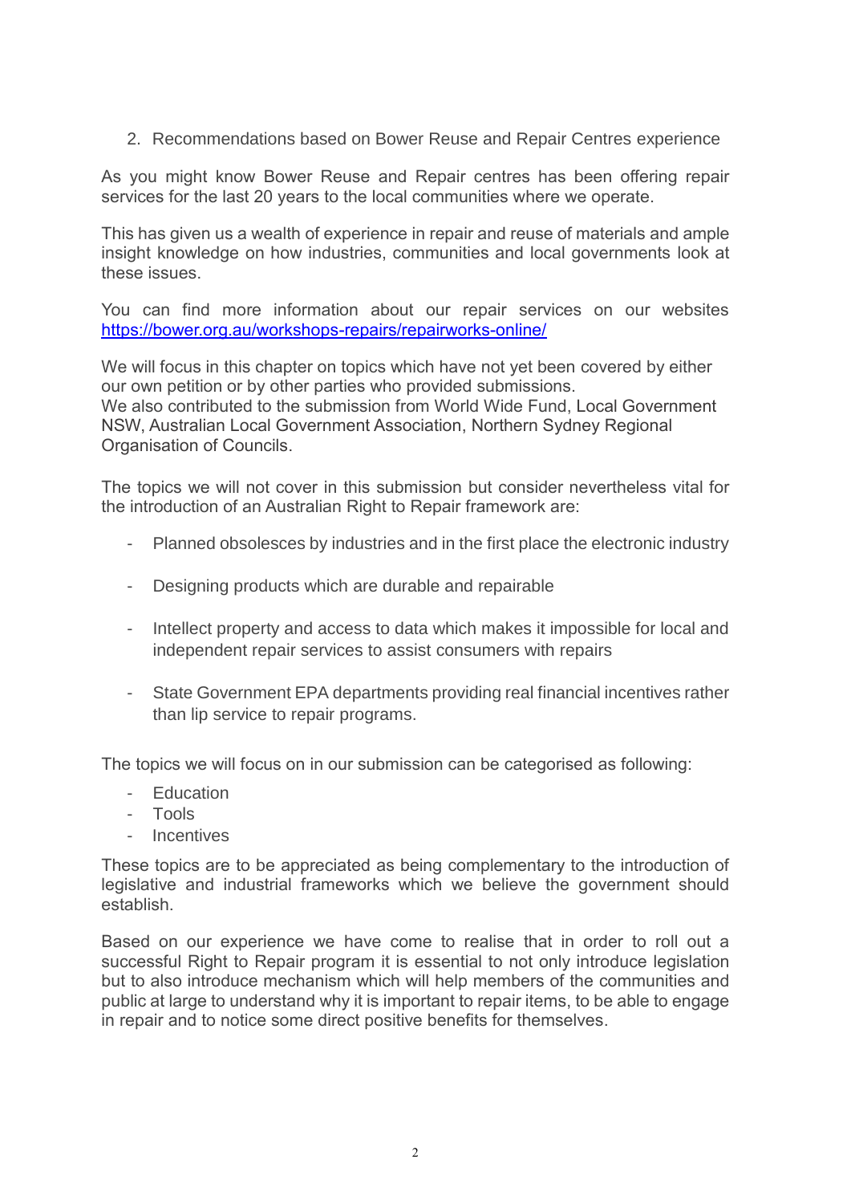2. Recommendations based on Bower Reuse and Repair Centres experience

As you might know Bower Reuse and Repair centres has been offering repair services for the last 20 years to the local communities where we operate.

This has given us a wealth of experience in repair and reuse of materials and ample insight knowledge on how industries, communities and local governments look at these issues.

You can find more information about our repair services on our websites [https://bower.org.au/workshops-repairs/repairworks-online/](https://bower.org.au/workshops-repairs/repairworks-online/)

We will focus in this chapter on topics which have not yet been covered by either our own petition or by other parties who provided submissions.
We also contributed to the submission from World Wide Fund, Local Government NSW, Australian Local Government Association, Northern Sydney Regional Organisation of Councils.

The topics we will not cover in this submission but consider nevertheless vital for the introduction of an Australian Right to Repair framework are:

- Planned obsolesces by industries and in the first place the electronic industry
- Designing products which are durable and repairable
- Intellect property and access to data which makes it impossible for local and independent repair services to assist consumers with repairs
- State Government EPA departments providing real financial incentives rather than lip service to repair programs.

The topics we will focus on in our submission can be categorised as following:

- Education
- Tools
- Incentives

These topics are to be appreciated as being complementary to the introduction of legislative and industrial frameworks which we believe the government should establish.

Based on our experience we have come to realise that in order to roll out a successful Right to Repair program it is essential to not only introduce legislation but to also introduce mechanism which will help members of the communities and public at large to understand why it is important to repair items, to be able to engage in repair and to notice some direct positive benefits for themselves.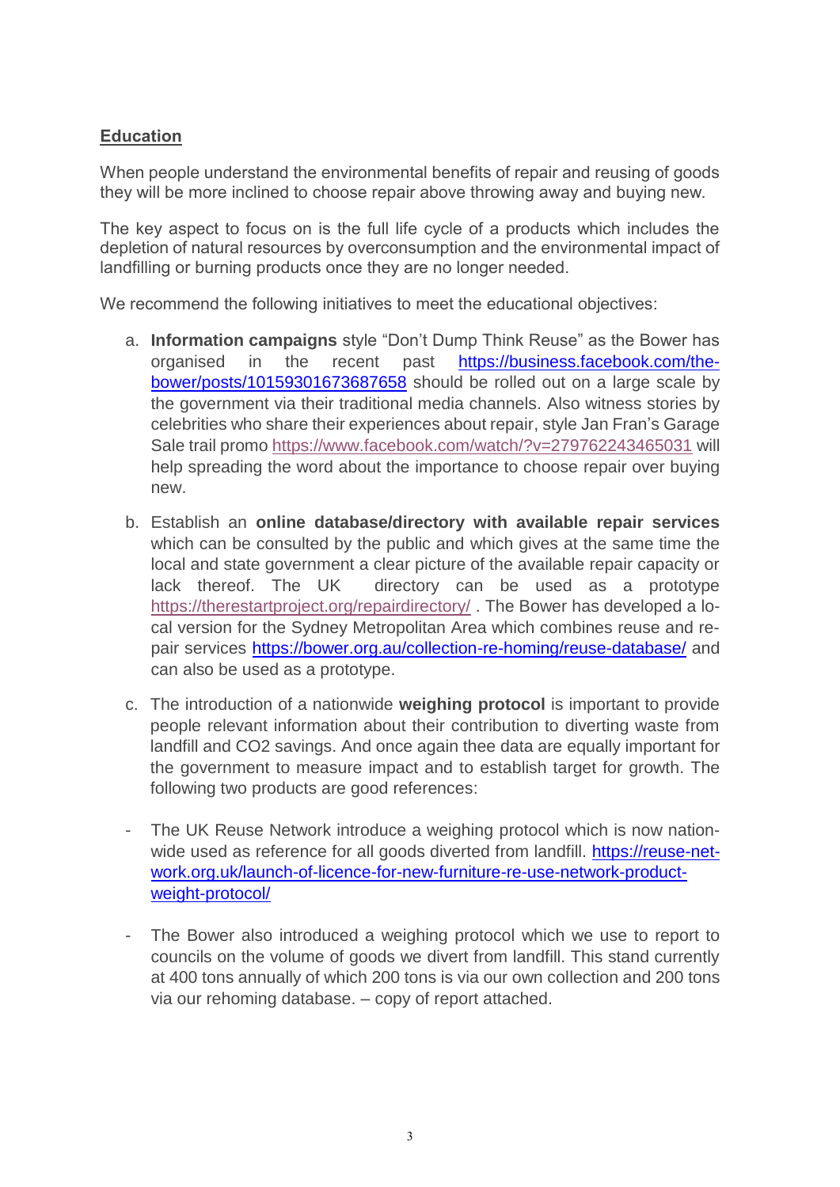**Education**

When people understand the environmental benefits of repair and reusing of goods they will be more inclined to choose repair above throwing away and buying new.

The key aspect to focus on is the full life cycle of a products which includes the depletion of natural resources by overconsumption and the environmental impact of landfilling or burning products once they are no longer needed.

We recommend the following initiatives to meet the educational objectives:

a. **Information campaigns** style "Don't Dump Think Reuse" as the Bower has organised in the recent past https://business.facebook.com/the-bower/posts/10159301673687658 should be rolled out on a large scale by the government via their traditional media channels. Also witness stories by celebrities who share their experiences about repair, style Jan Fran's Garage Sale trail promo https://www.facebook.com/watch/?v=279762243465031 will help spreading the word about the importance to choose repair over buying new.

b. Establish an **online database/directory with available repair services** which can be consulted by the public and which gives at the same time the local and state government a clear picture of the available repair capacity or lack thereof. The UK directory can be used as a prototype https://therestartproject.org/repairdirectory/ . The Bower has developed a local version for the Sydney Metropolitan Area which combines reuse and repair services https://bower.org.au/collection-re-homing/reuse-database/ and can also be used as a prototype.

c. The introduction of a nationwide **weighing protocol** is important to provide people relevant information about their contribution to diverting waste from landfill and CO2 savings. And once again thee data are equally important for the government to measure impact and to establish target for growth. The following two products are good references:

- The UK Reuse Network introduce a weighing protocol which is now nationwide used as reference for all goods diverted from landfill. https://reuse-network.org.uk/launch-of-licence-for-new-furniture-re-use-network-product-weight-protocol/

- The Bower also introduced a weighing protocol which we use to report to councils on the volume of goods we divert from landfill. This stand currently at 400 tons annually of which 200 tons is via our own collection and 200 tons via our rehoming database. – copy of report attached.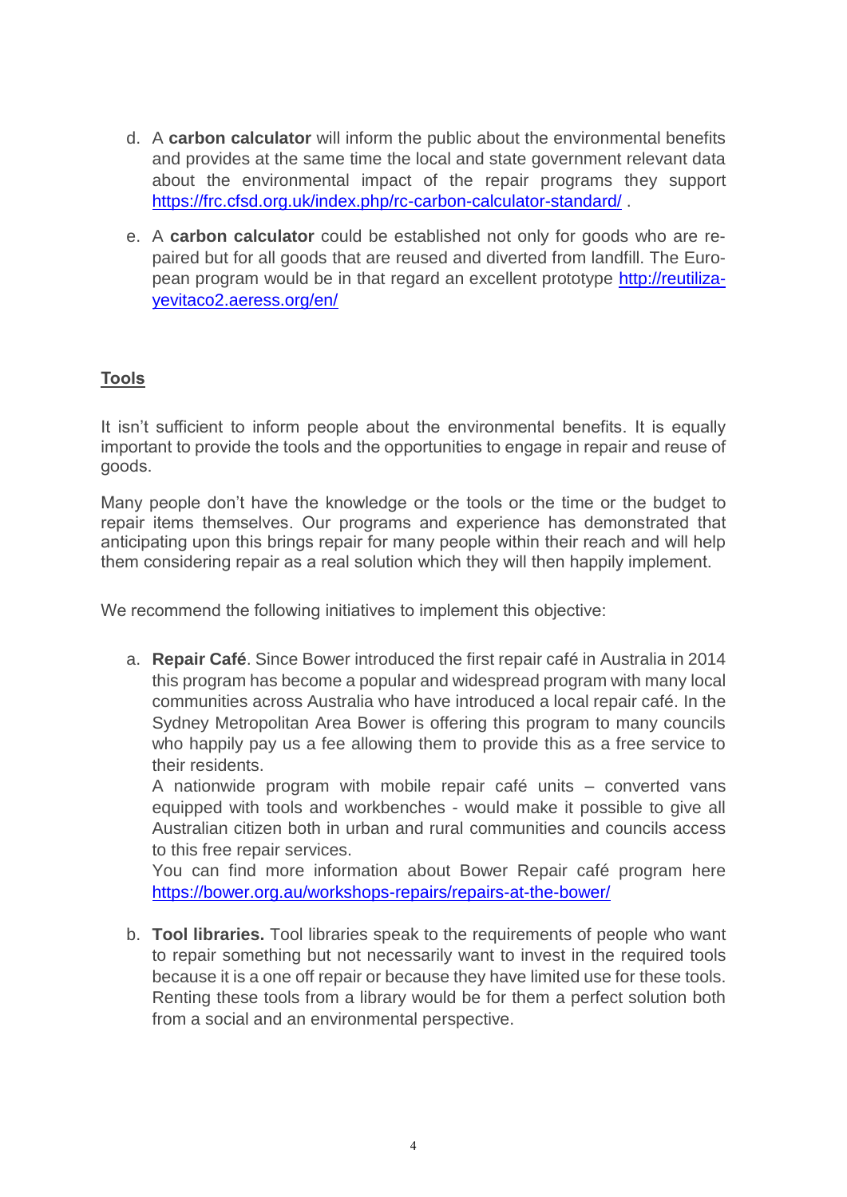d. A **carbon calculator** will inform the public about the environmental benefits and provides at the same time the local and state government relevant data about the environmental impact of the repair programs they support https://frc.cfsd.org.uk/index.php/rc-carbon-calculator-standard/ .

e. A **carbon calculator** could be established not only for goods who are repaired but for all goods that are reused and diverted from landfill. The European program would be in that regard an excellent prototype http://reutilizayevitaco2.aeress.org/en/

## Tools

It isn't sufficient to inform people about the environmental benefits. It is equally important to provide the tools and the opportunities to engage in repair and reuse of goods.

Many people don't have the knowledge or the tools or the time or the budget to repair items themselves. Our programs and experience has demonstrated that anticipating upon this brings repair for many people within their reach and will help them considering repair as a real solution which they will then happily implement.

We recommend the following initiatives to implement this objective:

a. **Repair Café**. Since Bower introduced the first repair café in Australia in 2014 this program has become a popular and widespread program with many local communities across Australia who have introduced a local repair café. In the Sydney Metropolitan Area Bower is offering this program to many councils who happily pay us a fee allowing them to provide this as a free service to their residents.
   A nationwide program with mobile repair café units – converted vans equipped with tools and workbenches - would make it possible to give all Australian citizen both in urban and rural communities and councils access to this free repair services.
   You can find more information about Bower Repair café program here https://bower.org.au/workshops-repairs/repairs-at-the-bower/

b. **Tool libraries.** Tool libraries speak to the requirements of people who want to repair something but not necessarily want to invest in the required tools because it is a one off repair or because they have limited use for these tools. Renting these tools from a library would be for them a perfect solution both from a social and an environmental perspective.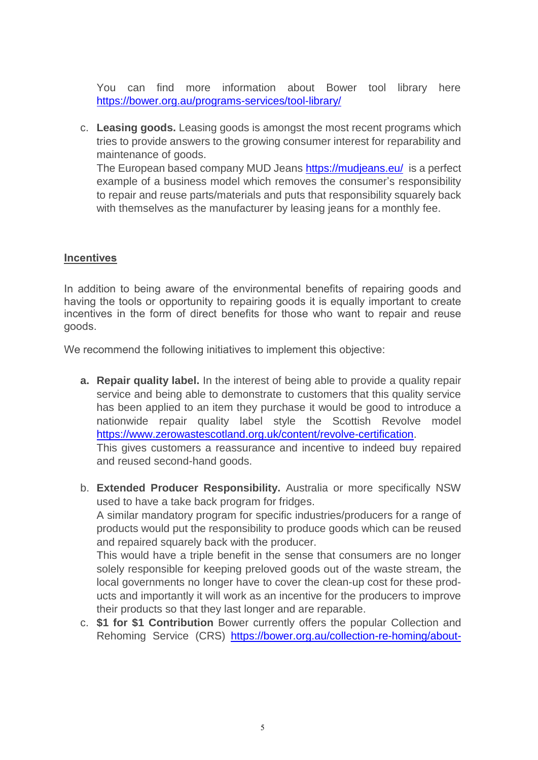You can find more information about Bower tool library here https://bower.org.au/programs-services/tool-library/

c. **Leasing goods.** Leasing goods is amongst the most recent programs which tries to provide answers to the growing consumer interest for reparability and maintenance of goods.
   The European based company MUD Jeans https://mudjeans.eu/ is a perfect example of a business model which removes the consumer's responsibility to repair and reuse parts/materials and puts that responsibility squarely back with themselves as the manufacturer by leasing jeans for a monthly fee.

## Incentives

In addition to being aware of the environmental benefits of repairing goods and having the tools or opportunity to repairing goods it is equally important to create incentives in the form of direct benefits for those who want to repair and reuse goods.

We recommend the following initiatives to implement this objective:

**a.** **Repair quality label.** In the interest of being able to provide a quality repair service and being able to demonstrate to customers that this quality service has been applied to an item they purchase it would be good to introduce a nationwide repair quality label style the Scottish Revolve model https://www.zerowastescotland.org.uk/content/revolve-certification.
   This gives customers a reassurance and incentive to indeed buy repaired and reused second-hand goods.

b. **Extended Producer Responsibility.** Australia or more specifically NSW used to have a take back program for fridges.
   A similar mandatory program for specific industries/producers for a range of products would put the responsibility to produce goods which can be reused and repaired squarely back with the producer.
   This would have a triple benefit in the sense that consumers are no longer solely responsible for keeping preloved goods out of the waste stream, the local governments no longer have to cover the clean-up cost for these products and importantly it will work as an incentive for the producers to improve their products so that they last longer and are reparable.

c. **$1 for $1 Contribution** Bower currently offers the popular Collection and Rehoming Service (CRS) https://bower.org.au/collection-re-homing/about-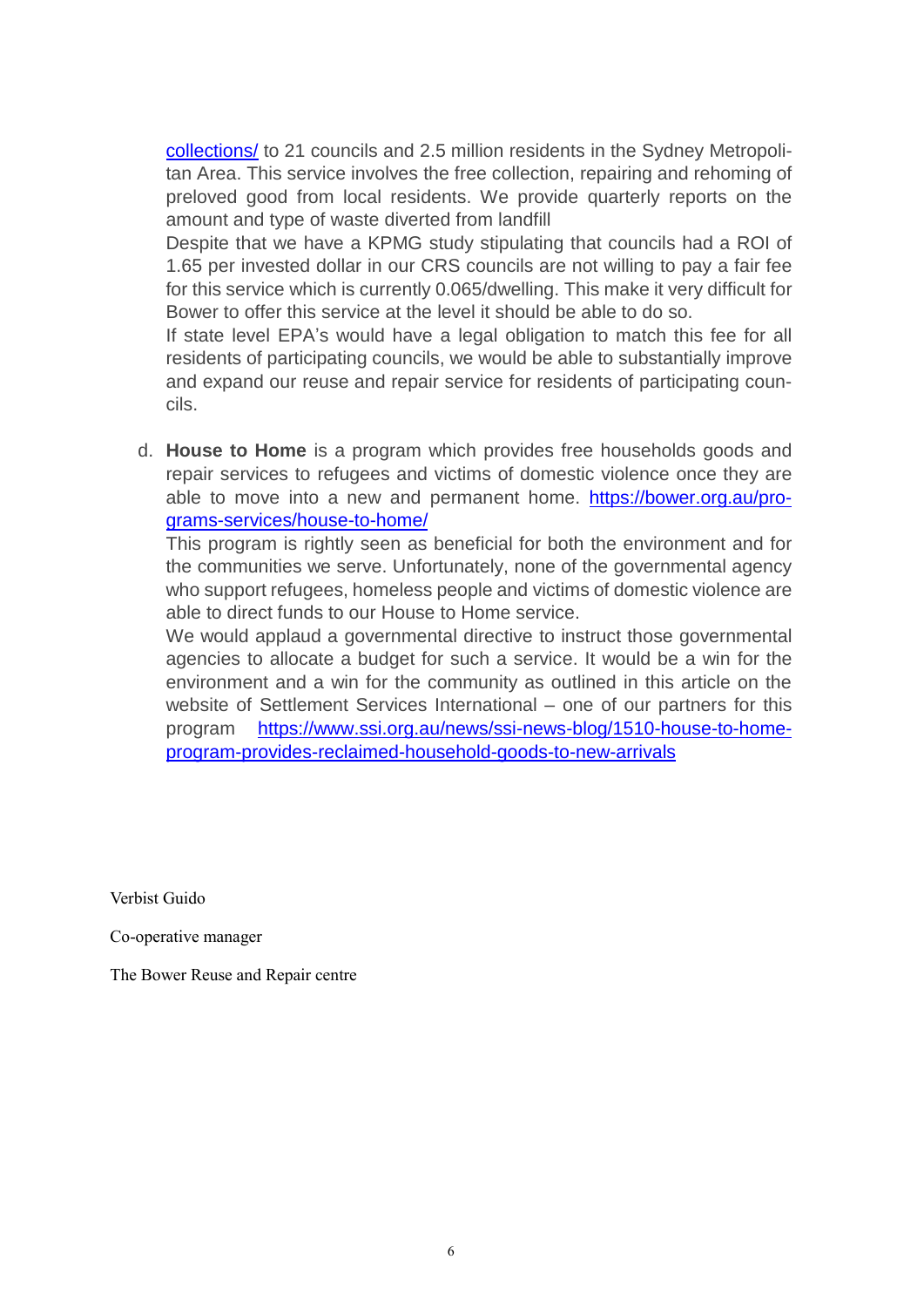[collections/](collections/) to 21 councils and 2.5 million residents in the Sydney Metropolitan Area. This service involves the free collection, repairing and rehoming of preloved good from local residents. We provide quarterly reports on the amount and type of waste diverted from landfill

Despite that we have a KPMG study stipulating that councils had a ROI of 1.65 per invested dollar in our CRS councils are not willing to pay a fair fee for this service which is currently 0.065/dwelling. This make it very difficult for Bower to offer this service at the level it should be able to do so.

If state level EPA's would have a legal obligation to match this fee for all residents of participating councils, we would be able to substantially improve and expand our reuse and repair service for residents of participating councils.

d. **House to Home** is a program which provides free households goods and repair services to refugees and victims of domestic violence once they are able to move into a new and permanent home. https://bower.org.au/programs-services/house-to-home/

This program is rightly seen as beneficial for both the environment and for the communities we serve. Unfortunately, none of the governmental agency who support refugees, homeless people and victims of domestic violence are able to direct funds to our House to Home service.

We would applaud a governmental directive to instruct those governmental agencies to allocate a budget for such a service. It would be a win for the environment and a win for the community as outlined in this article on the website of Settlement Services International – one of our partners for this program https://www.ssi.org.au/news/ssi-news-blog/1510-house-to-home-program-provides-reclaimed-household-goods-to-new-arrivals

Verbist Guido

Co-operative manager

The Bower Reuse and Repair centre